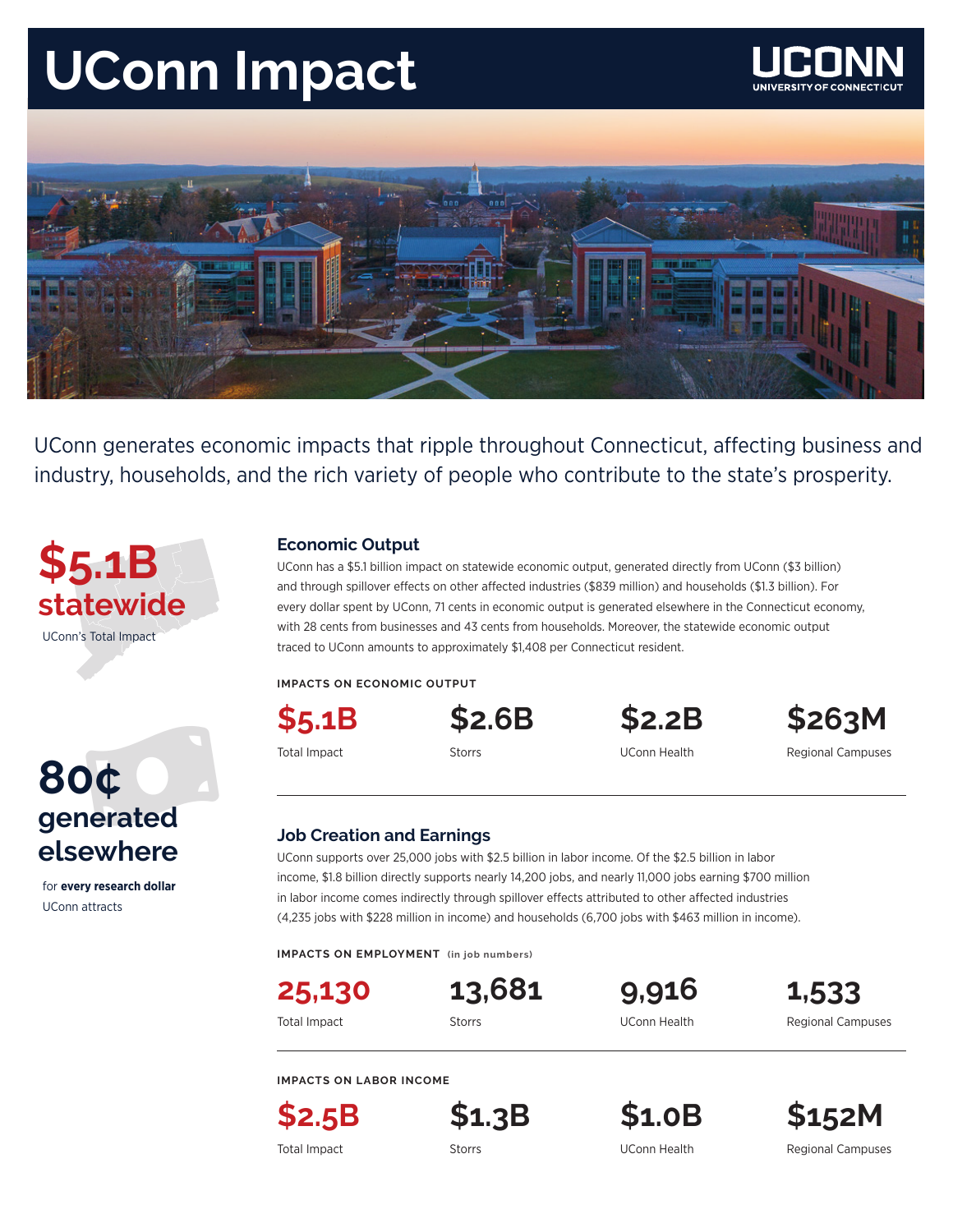# UConn Impact

UCONN
UNIVERSITY OF CONNECTICUT

UConn generates economic impacts that ripple throughout Connecticut, affecting business and industry, households, and the rich variety of people who contribute to the state's prosperity.

**$5.1B statewide**

UConn's Total Impact

**80¢ generated elsewhere**

for **every research dollar** UConn attracts

## Economic Output

UConn has a $5.1 billion impact on statewide economic output, generated directly from UConn ($3 billion) and through spillover effects on other affected industries ($839 million) and households ($1.3 billion). For every dollar spent by UConn, 71 cents in economic output is generated elsewhere in the Connecticut economy, with 28 cents from businesses and 43 cents from households. Moreover, the statewide economic output traced to UConn amounts to approximately $1,408 per Connecticut resident.

### IMPACTS ON ECONOMIC OUTPUT

| $5.1B | $2.6B | $2.2B | $263M |
|---|---|---|---|
| Total Impact | Storrs | UConn Health | Regional Campuses |

## Job Creation and Earnings

UConn supports over 25,000 jobs with $2.5 billion in labor income. Of the $2.5 billion in labor income, $1.8 billion directly supports nearly 14,200 jobs, and nearly 11,000 jobs earning $700 million in labor income comes indirectly through spillover effects attributed to other affected industries (4,235 jobs with $228 million in income) and households (6,700 jobs with $463 million in income).

### IMPACTS ON EMPLOYMENT (in job numbers)

| 25,130 | 13,681 | 9,916 | 1,533 |
|---|---|---|---|
| Total Impact | Storrs | UConn Health | Regional Campuses |

### IMPACTS ON LABOR INCOME

| $2.5B | $1.3B | $1.0B | $152M |
|---|---|---|---|
| Total Impact | Storrs | UConn Health | Regional Campuses |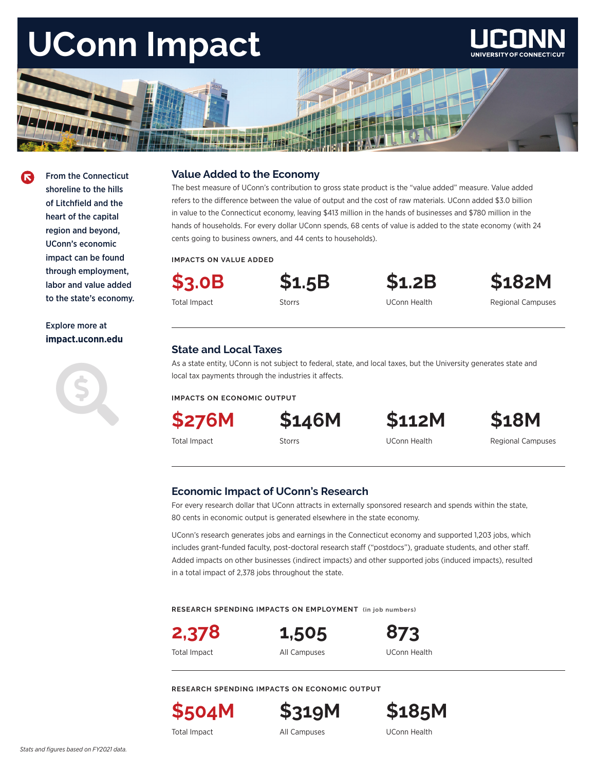# UConn Impact

UCONN
UNIVERSITY OF CONNECTICUT

From the Connecticut shoreline to the hills of Litchfield and the heart of the capital region and beyond, UConn's economic impact can be found through employment, labor and value added to the state's economy.

Explore more at **impact.uconn.edu**

## Value Added to the Economy

The best measure of UConn's contribution to gross state product is the "value added" measure. Value added refers to the difference between the value of output and the cost of raw materials. UConn added $3.0 billion in value to the Connecticut economy, leaving $413 million in the hands of businesses and $780 million in the hands of households. For every dollar UConn spends, 68 cents of value is added to the state economy (with 24 cents going to business owners, and 44 cents to households).

**IMPACTS ON VALUE ADDED**

| | | | |
|---|---|---|---|
| **$3.0B** | **$1.5B** | **$1.2B** | **$182M** |
| Total Impact | Storrs | UConn Health | Regional Campuses |

## State and Local Taxes

As a state entity, UConn is not subject to federal, state, and local taxes, but the University generates state and local tax payments through the industries it affects.

**IMPACTS ON ECONOMIC OUTPUT**

| | | | |
|---|---|---|---|
| **$276M** | **$146M** | **$112M** | **$18M** |
| Total Impact | Storrs | UConn Health | Regional Campuses |

## Economic Impact of UConn's Research

For every research dollar that UConn attracts in externally sponsored research and spends within the state, 80 cents in economic output is generated elsewhere in the state economy.

UConn's research generates jobs and earnings in the Connecticut economy and supported 1,203 jobs, which includes grant-funded faculty, post-doctoral research staff ("postdocs"), graduate students, and other staff. Added impacts on other businesses (indirect impacts) and other supported jobs (induced impacts), resulted in a total impact of 2,378 jobs throughout the state.

**RESEARCH SPENDING IMPACTS ON EMPLOYMENT** (in job numbers)

| | | |
|---|---|---|
| **2,378** | **1,505** | **873** |
| Total Impact | All Campuses | UConn Health |

**RESEARCH SPENDING IMPACTS ON ECONOMIC OUTPUT**

| | | |
|---|---|---|
| **$504M** | **$319M** | **$185M** |
| Total Impact | All Campuses | UConn Health |

*Stats and figures based on FY2021 data.*